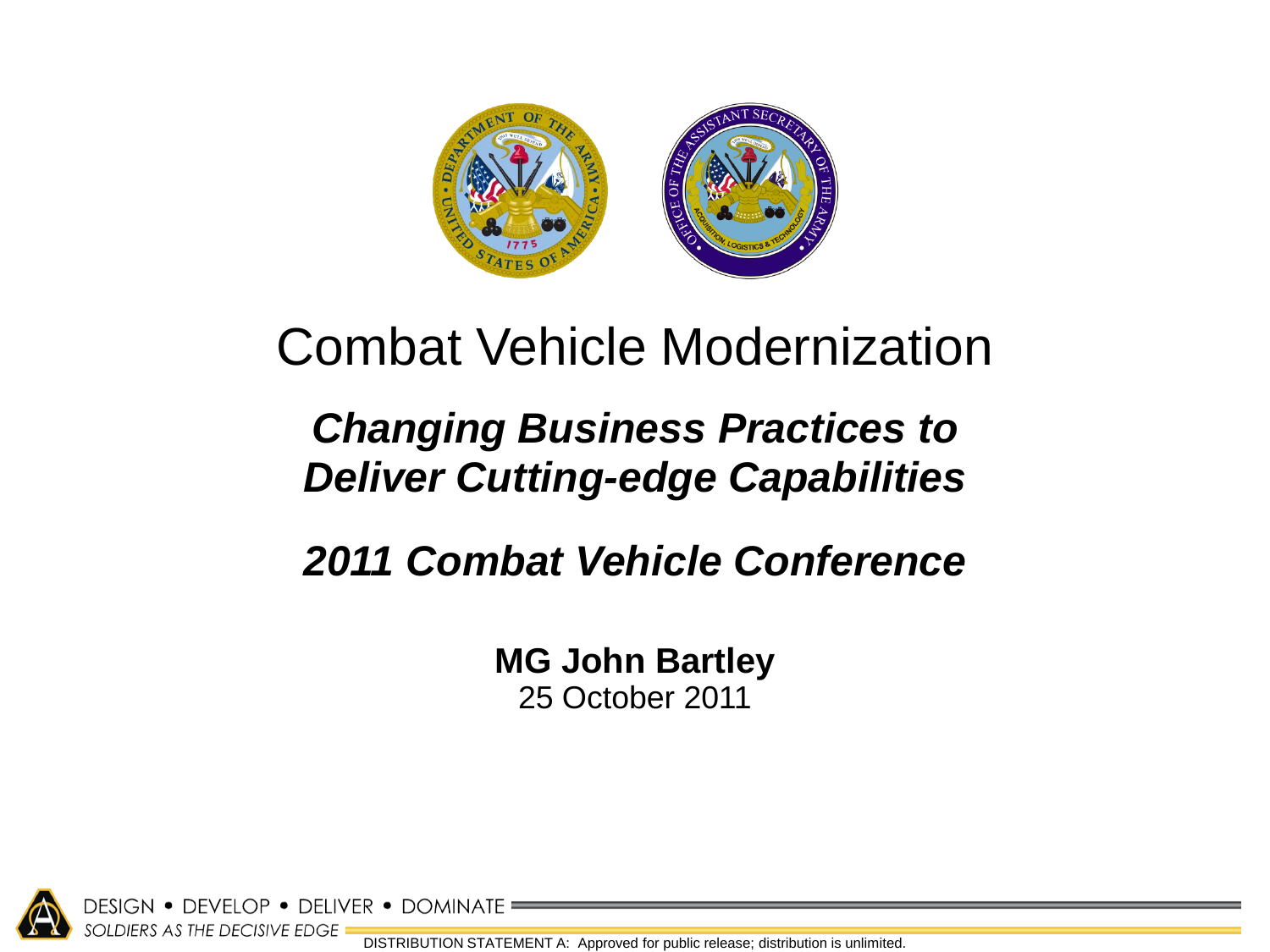# Combat Vehicle Modernization

## *Changing Business Practices to Deliver Cutting-edge Capabilities*

## *2011 Combat Vehicle Conference*

**MG John Bartley**
25 October 2011

DESIGN • DEVELOP • DELIVER • DOMINATE
*SOLDIERS AS THE DECISIVE EDGE*

DISTRIBUTION STATEMENT A: Approved for public release; distribution is unlimited.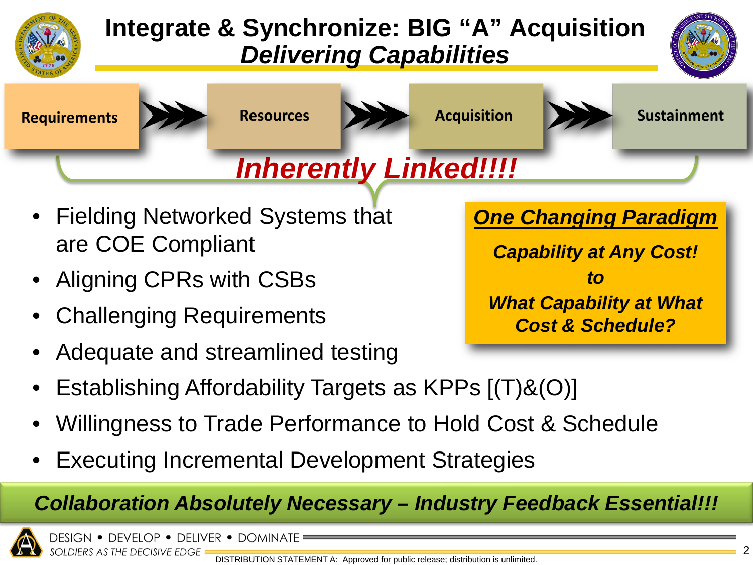# Integrate & Synchronize: BIG "A" Acquisition
## *Delivering Capabilities*

**Requirements** → **Resources** → **Acquisition** → **Sustainment**

***Inherently Linked!!!!***

- Fielding Networked Systems that are COE Compliant
- Aligning CPRs with CSBs
- Challenging Requirements
- Adequate and streamlined testing
- Establishing Affordability Targets as KPPs [(T)&(O)]
- Willingness to Trade Performance to Hold Cost & Schedule
- Executing Incremental Development Strategies

***One Changing Paradigm***

***Capability at Any Cost!***

***to***

***What Capability at What Cost & Schedule?***

***Collaboration Absolutely Necessary – Industry Feedback Essential!!!***

DESIGN • DEVELOP • DELIVER • DOMINATE

*SOLDIERS AS THE DECISIVE EDGE*

DISTRIBUTION STATEMENT A: Approved for public release; distribution is unlimited.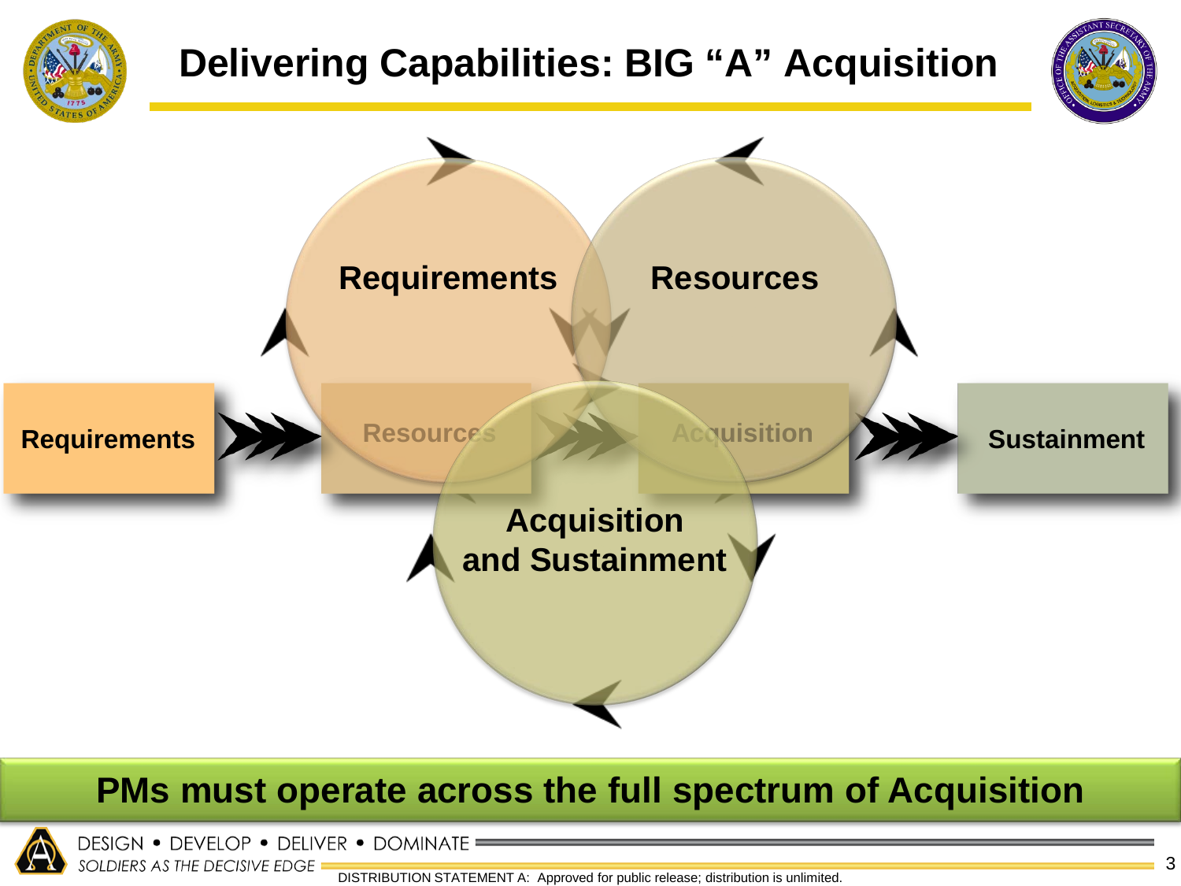# Delivering Capabilities: BIG "A" Acquisition

Requirements

Resources

Acquisition and Sustainment

Requirements → Resources → Acquisition → Sustainment

**PMs must operate across the full spectrum of Acquisition**

DESIGN • DEVELOP • DELIVER • DOMINATE

*SOLDIERS AS THE DECISIVE EDGE*

DISTRIBUTION STATEMENT A: Approved for public release; distribution is unlimited.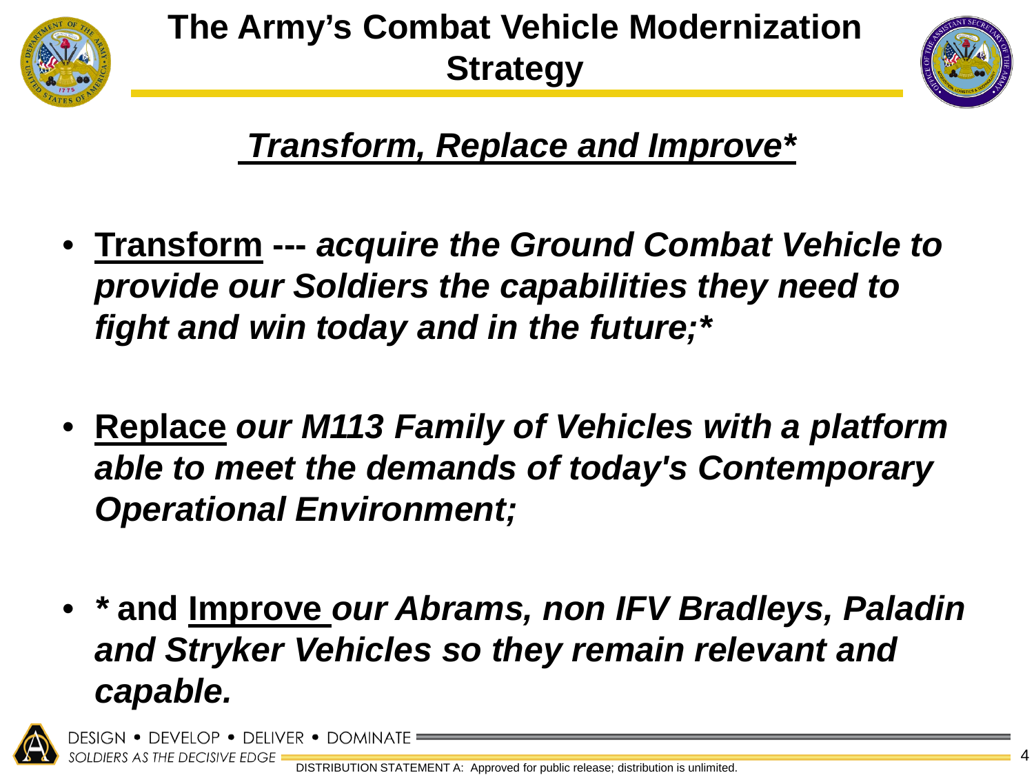# The Army's Combat Vehicle Modernization Strategy

## *Transform, Replace and Improve**

- **Transform** **---** ***acquire the Ground Combat Vehicle to provide our Soldiers the capabilities they need to fight and win today and in the future;****

- **Replace** ***our M113 Family of Vehicles with a platform able to meet the demands of today's Contemporary Operational Environment;***

- **\* and Improve** ***our Abrams, non IFV Bradleys, Paladin and Stryker Vehicles so they remain relevant and capable.***

DESIGN • DEVELOP • DELIVER • DOMINATE

*SOLDIERS AS THE DECISIVE EDGE*

DISTRIBUTION STATEMENT A: Approved for public release; distribution is unlimited.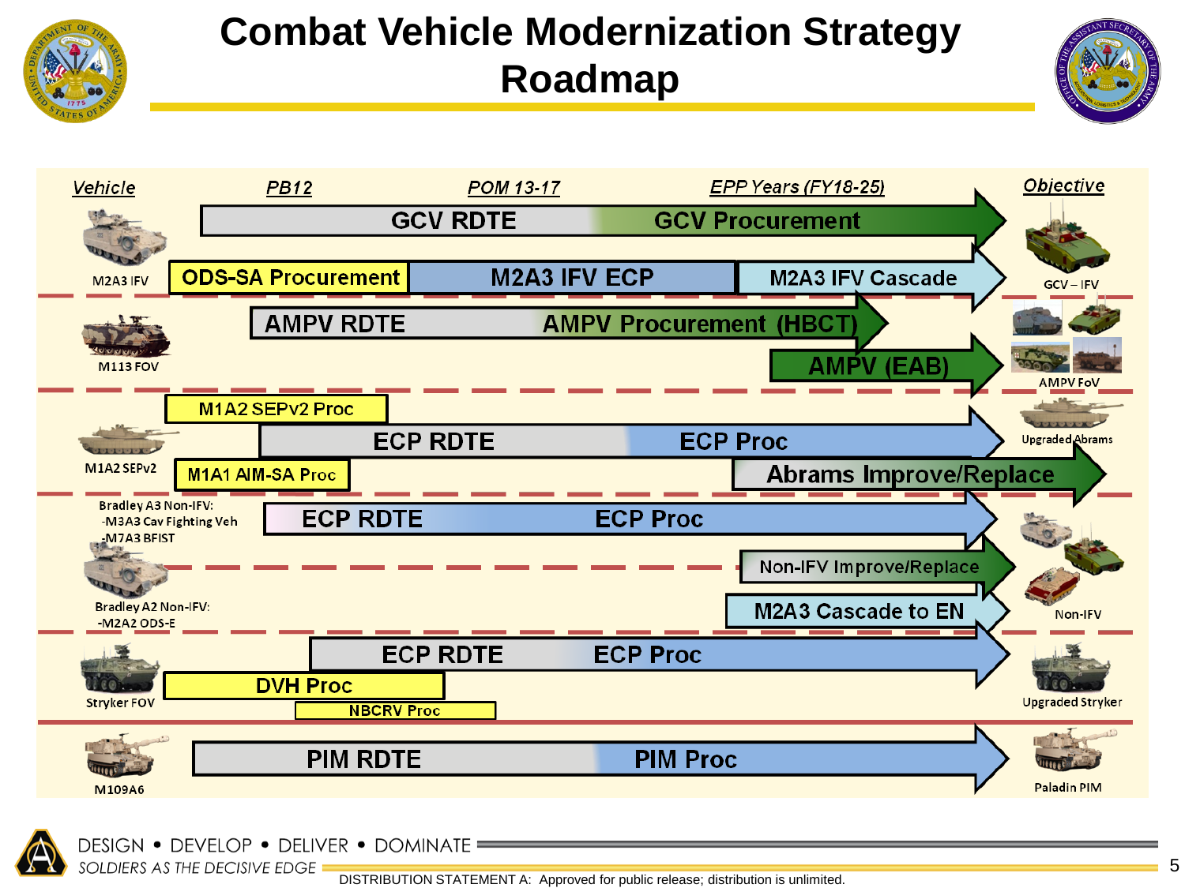# Combat Vehicle Modernization Strategy Roadmap

| Vehicle | PB12 | POM 13-17 | EPP Years (FY18-25) | Objective |
|---|---|---|---|---|
| M2A3 IFV | GCV RDTE | | GCV Procurement | GCV – IFV |
| | ODS-SA Procurement | M2A3 IFV ECP | M2A3 IFV Cascade | |
| M113 FOV | AMPV RDTE | | AMPV Procurement (HBCT) | AMPV FoV |
| | | | AMPV (EAB) | |
| M1A2 SEPv2 | M1A2 SEPv2 Proc | | | Upgraded Abrams |
| | | ECP RDTE | ECP Proc | |
| | M1A1 AIM-SA Proc | | Abrams Improve/Replace | |
| Bradley A3 Non-IFV: -M3A3 Cav Fighting Veh -M7A3 BFIST | ECP RDTE | | ECP Proc | Non-IFV |
| | | | Non-IFV Improve/Replace | |
| Bradley A2 Non-IFV: -M2A2 ODS-E | | | M2A3 Cascade to EN | |
| Stryker FOV | | ECP RDTE | ECP Proc | Upgraded Stryker |
| | DVH Proc | | | |
| | | NBCRV Proc | | |
| M109A6 | PIM RDTE | | PIM Proc | Paladin PIM |

DESIGN • DEVELOP • DELIVER • DOMINATE

*SOLDIERS AS THE DECISIVE EDGE*

DISTRIBUTION STATEMENT A: Approved for public release; distribution is unlimited.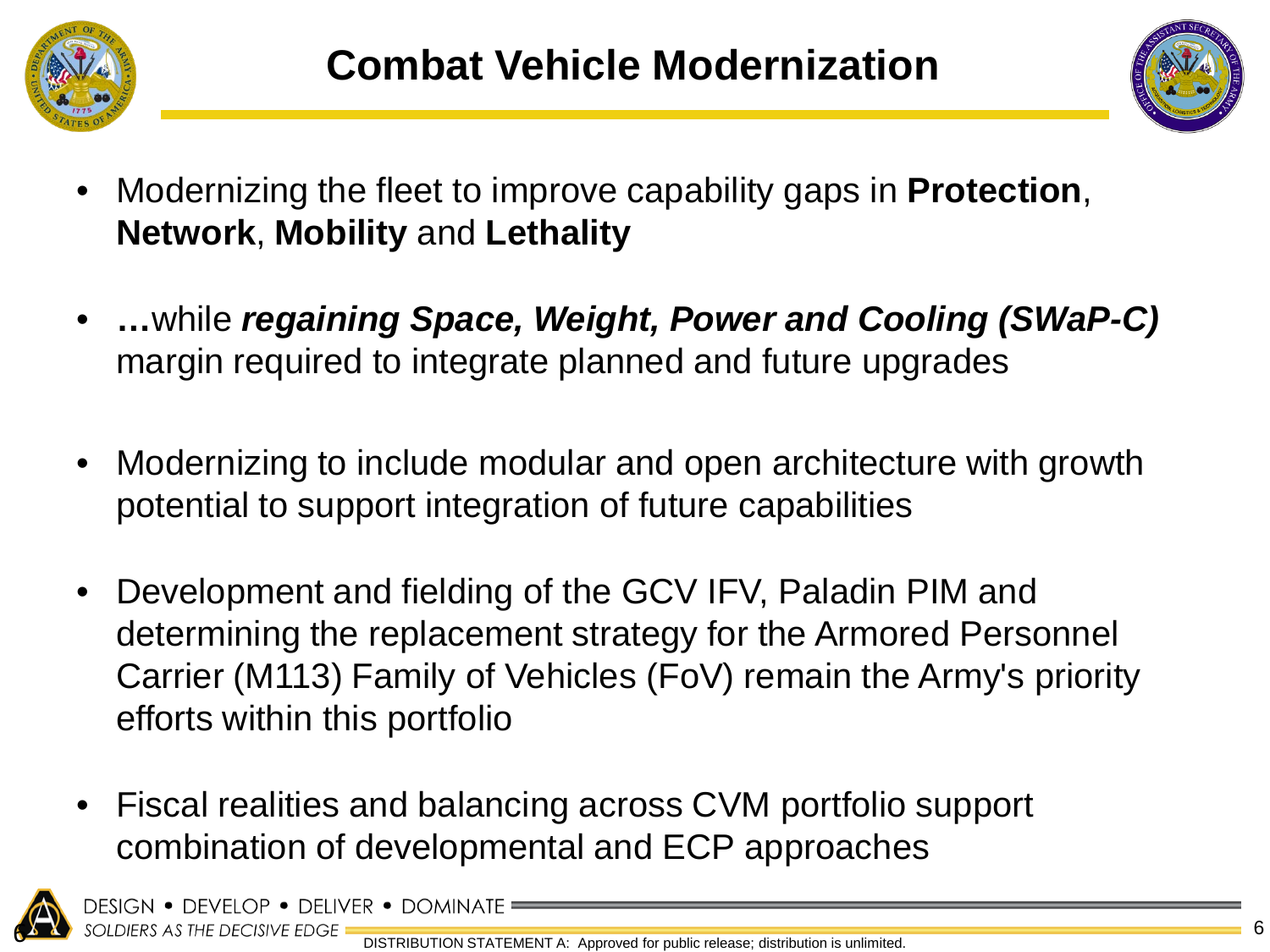# Combat Vehicle Modernization

- Modernizing the fleet to improve capability gaps in **Protection**, **Network**, **Mobility** and **Lethality**
- **…**while ***regaining Space, Weight, Power and Cooling (SWaP-C)*** margin required to integrate planned and future upgrades
- Modernizing to include modular and open architecture with growth potential to support integration of future capabilities
- Development and fielding of the GCV IFV, Paladin PIM and determining the replacement strategy for the Armored Personnel Carrier (M113) Family of Vehicles (FoV) remain the Army's priority efforts within this portfolio
- Fiscal realities and balancing across CVM portfolio support combination of developmental and ECP approaches

DISTRIBUTION STATEMENT A: Approved for public release; distribution is unlimited.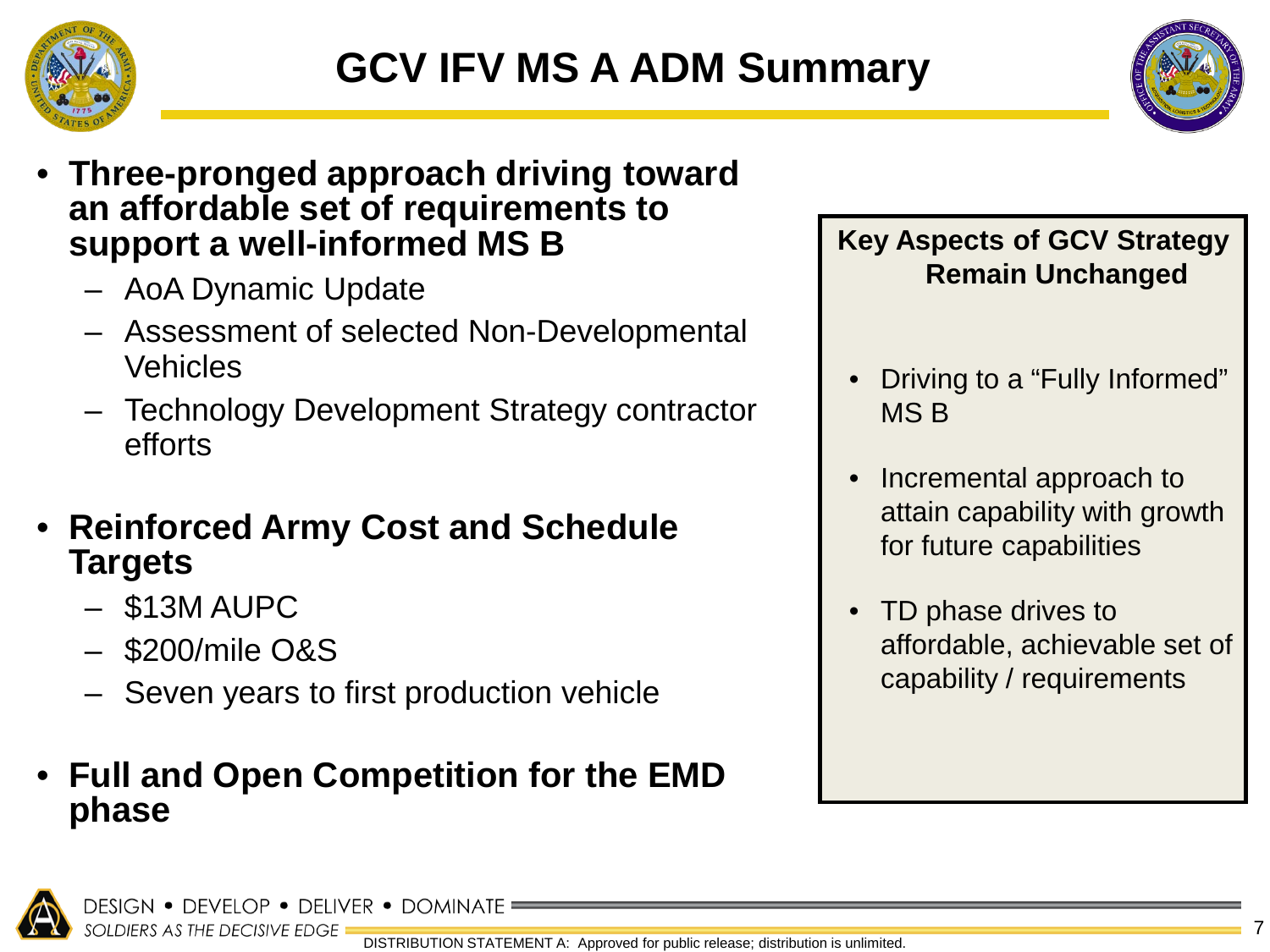# GCV IFV MS A ADM Summary

- **Three-pronged approach driving toward an affordable set of requirements to support a well-informed MS B**
  - AoA Dynamic Update
  - Assessment of selected Non-Developmental Vehicles
  - Technology Development Strategy contractor efforts
- **Reinforced Army Cost and Schedule Targets**
  - $13M AUPC
  - $200/mile O&S
  - Seven years to first production vehicle
- **Full and Open Competition for the EMD phase**

**Key Aspects of GCV Strategy Remain Unchanged**

- Driving to a "Fully Informed" MS B
- Incremental approach to attain capability with growth for future capabilities
- TD phase drives to affordable, achievable set of capability / requirements

DESIGN • DEVELOP • DELIVER • DOMINATE

*SOLDIERS AS THE DECISIVE EDGE*

DISTRIBUTION STATEMENT A: Approved for public release; distribution is unlimited.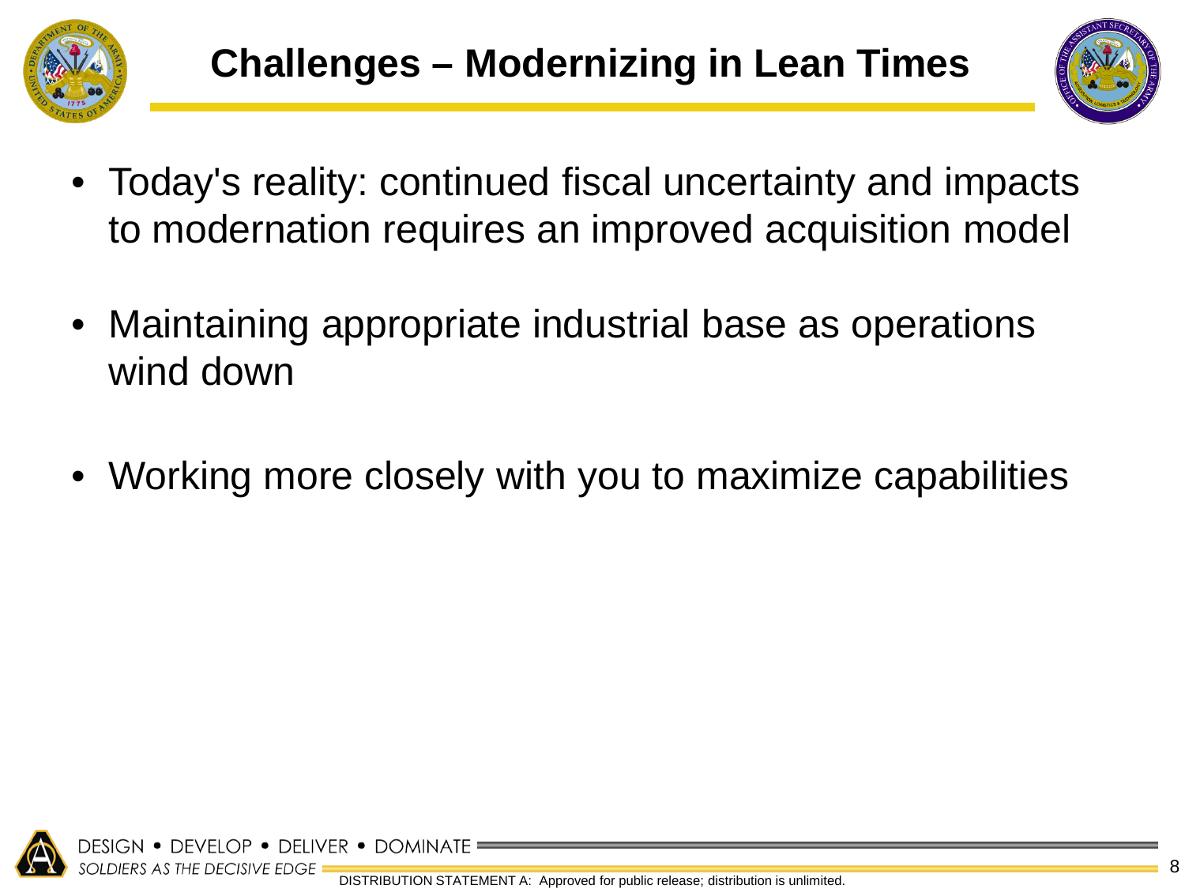# Challenges – Modernizing in Lean Times

- Today's reality: continued fiscal uncertainty and impacts to modernation requires an improved acquisition model
- Maintaining appropriate industrial base as operations wind down
- Working more closely with you to maximize capabilities

DESIGN • DEVELOP • DELIVER • DOMINATE

*SOLDIERS AS THE DECISIVE EDGE*

DISTRIBUTION STATEMENT A: Approved for public release; distribution is unlimited.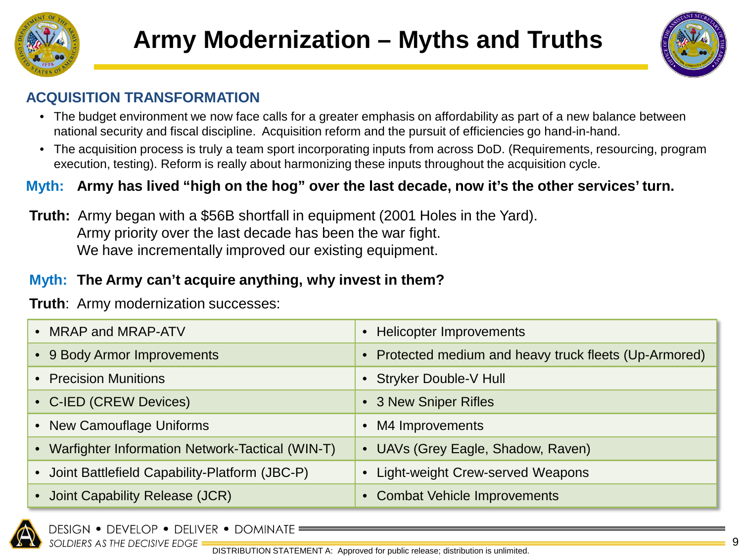# Army Modernization – Myths and Truths

## ACQUISITION TRANSFORMATION

- The budget environment we now face calls for a greater emphasis on affordability as part of a new balance between national security and fiscal discipline. Acquisition reform and the pursuit of efficiencies go hand-in-hand.
- The acquisition process is truly a team sport incorporating inputs from across DoD. (Requirements, resourcing, program execution, testing). Reform is really about harmonizing these inputs throughout the acquisition cycle.

**Myth: Army has lived "high on the hog" over the last decade, now it's the other services' turn.**

**Truth:** Army began with a $56B shortfall in equipment (2001 Holes in the Yard).
Army priority over the last decade has been the war fight.
We have incrementally improved our existing equipment.

**Myth: The Army can't acquire anything, why invest in them?**

**Truth**: Army modernization successes:

| | |
|---|---|
| • MRAP and MRAP-ATV | • Helicopter Improvements |
| • 9 Body Armor Improvements | • Protected medium and heavy truck fleets (Up-Armored) |
| • Precision Munitions | • Stryker Double-V Hull |
| • C-IED (CREW Devices) | • 3 New Sniper Rifles |
| • New Camouflage Uniforms | • M4 Improvements |
| • Warfighter Information Network-Tactical (WIN-T) | • UAVs (Grey Eagle, Shadow, Raven) |
| • Joint Battlefield Capability-Platform (JBC-P) | • Light-weight Crew-served Weapons |
| • Joint Capability Release (JCR) | • Combat Vehicle Improvements |

DESIGN • DEVELOP • DELIVER • DOMINATE

*SOLDIERS AS THE DECISIVE EDGE*

DISTRIBUTION STATEMENT A: Approved for public release; distribution is unlimited.